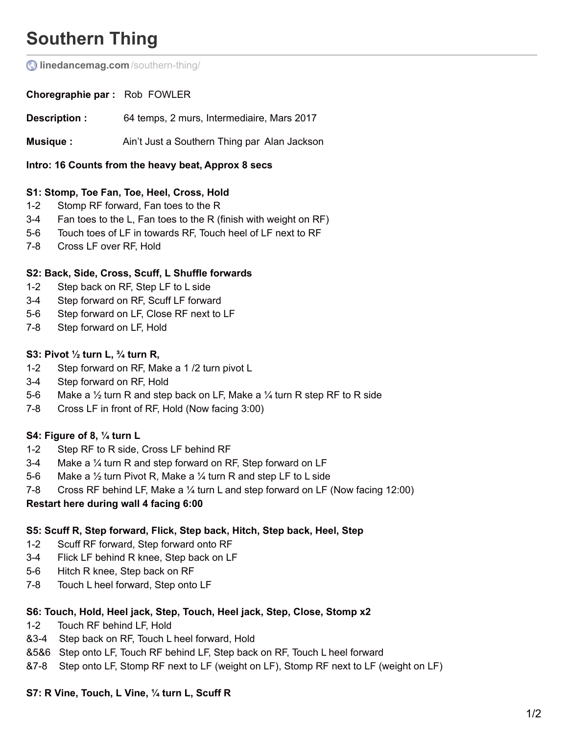# Southern Thing

**linedancemag.com**/southern-thing/

**Choregraphie par :** Rob FOWLER

**Description :** 64 temps, 2 murs, Intermediaire, Mars 2017

**Musique :** Ain't Just a Southern Thing par Alan Jackson

**Intro: 16 Counts from the heavy beat, Approx 8 secs**

**S1: Stomp, Toe Fan, Toe, Heel, Cross, Hold**

1-2 Stomp RF forward, Fan toes to the R
3-4 Fan toes to the L, Fan toes to the R (finish with weight on RF)
5-6 Touch toes of LF in towards RF, Touch heel of LF next to RF
7-8 Cross LF over RF, Hold

**S2: Back, Side, Cross, Scuff, L Shuffle forwards**

1-2 Step back on RF, Step LF to L side
3-4 Step forward on RF, Scuff LF forward
5-6 Step forward on LF, Close RF next to LF
7-8 Step forward on LF, Hold

**S3: Pivot ½ turn L, ¾ turn R,**

1-2 Step forward on RF, Make a 1 /2 turn pivot L
3-4 Step forward on RF, Hold
5-6 Make a ½ turn R and step back on LF, Make a ¼ turn R step RF to R side
7-8 Cross LF in front of RF, Hold (Now facing 3:00)

**S4: Figure of 8, ¼ turn L**

1-2 Step RF to R side, Cross LF behind RF
3-4 Make a ¼ turn R and step forward on RF, Step forward on LF
5-6 Make a ½ turn Pivot R, Make a ¼ turn R and step LF to L side
7-8 Cross RF behind LF, Make a ¼ turn L and step forward on LF (Now facing 12:00)

**Restart here during wall 4 facing 6:00**

**S5: Scuff R, Step forward, Flick, Step back, Hitch, Step back, Heel, Step**

1-2 Scuff RF forward, Step forward onto RF
3-4 Flick LF behind R knee, Step back on LF
5-6 Hitch R knee, Step back on RF
7-8 Touch L heel forward, Step onto LF

**S6: Touch, Hold, Heel jack, Step, Touch, Heel jack, Step, Close, Stomp x2**

1-2 Touch RF behind LF, Hold
&3-4 Step back on RF, Touch L heel forward, Hold
&5&6 Step onto LF, Touch RF behind LF, Step back on RF, Touch L heel forward
&7-8 Step onto LF, Stomp RF next to LF (weight on LF), Stomp RF next to LF (weight on LF)

**S7: R Vine, Touch, L Vine, ¼ turn L, Scuff R**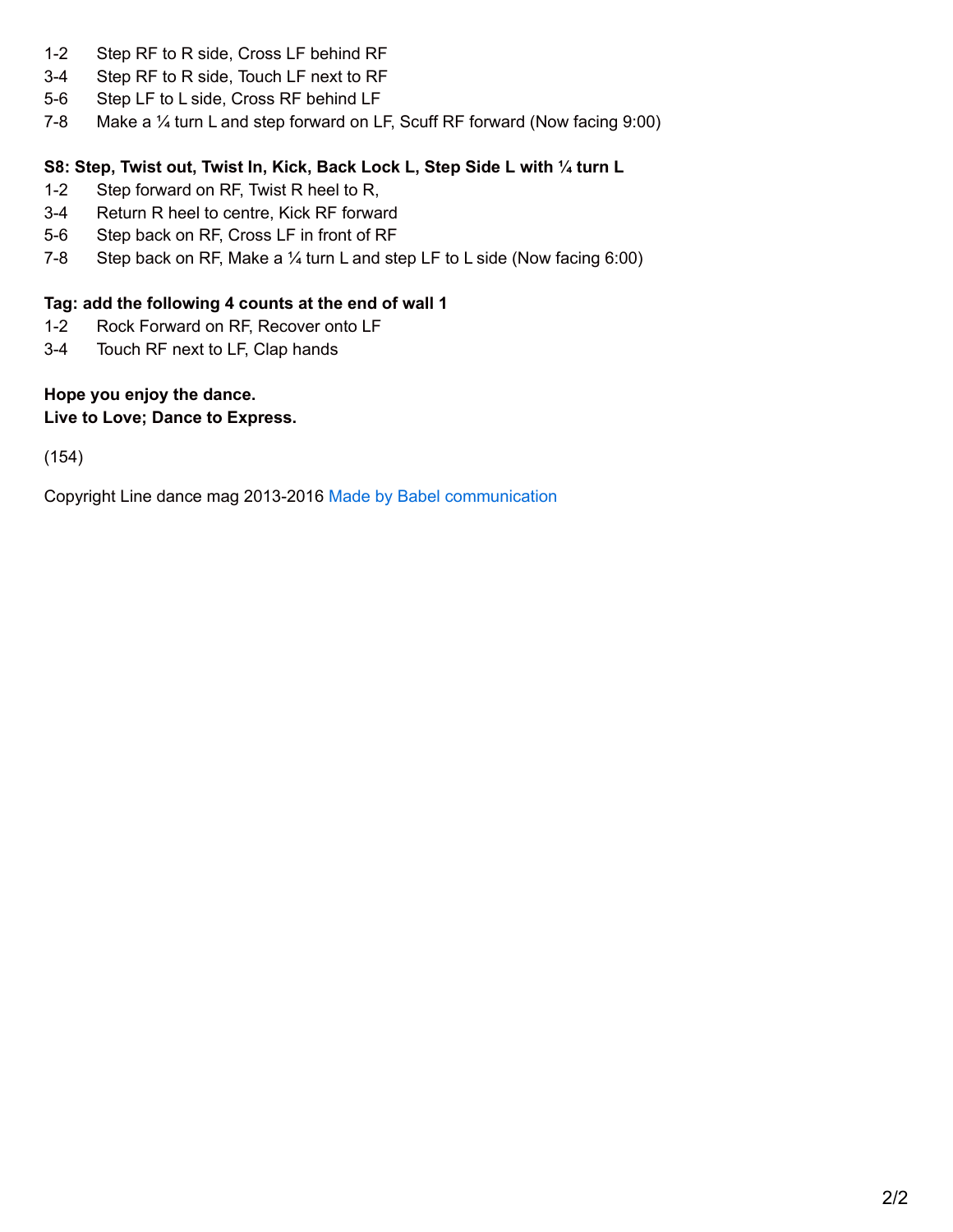1-2	Step RF to R side, Cross LF behind RF
3-4	Step RF to R side, Touch LF next to RF
5-6	Step LF to L side, Cross RF behind LF
7-8	Make a ¼ turn L and step forward on LF, Scuff RF forward (Now facing 9:00)

**S8: Step, Twist out, Twist In, Kick, Back Lock L, Step Side L with ¼ turn L**

1-2	Step forward on RF, Twist R heel to R,
3-4	Return R heel to centre, Kick RF forward
5-6	Step back on RF, Cross LF in front of RF
7-8	Step back on RF, Make a ¼ turn L and step LF to L side (Now facing 6:00)

**Tag: add the following 4 counts at the end of wall 1**

1-2	Rock Forward on RF, Recover onto LF
3-4	Touch RF next to LF, Clap hands

**Hope you enjoy the dance.**
**Live to Love; Dance to Express.**

(154)

Copyright Line dance mag 2013-2016 Made by Babel communication